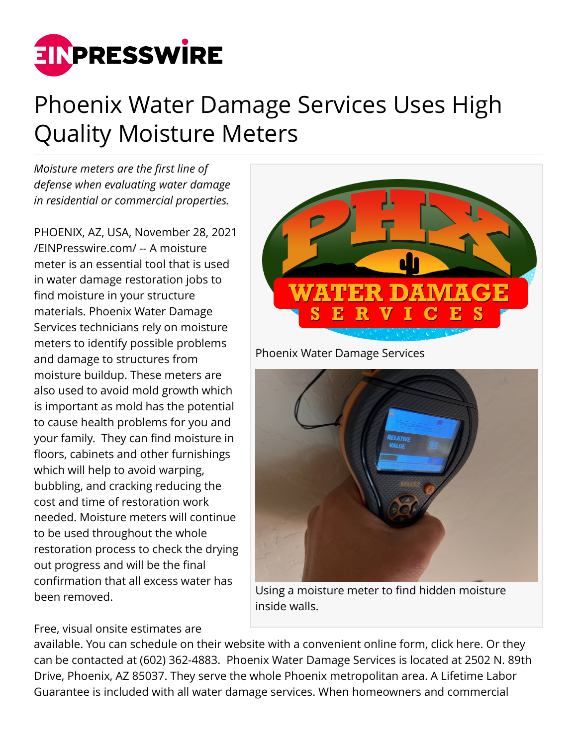# Phoenix Water Damage Services Uses High Quality Moisture Meters

*Moisture meters are the first line of defense when evaluating water damage in residential or commercial properties.*

PHOENIX, AZ, USA, November 28, 2021 /EINPresswire.com/ -- A moisture meter is an essential tool that is used in water damage restoration jobs to find moisture in your structure materials. Phoenix Water Damage Services technicians rely on moisture meters to identify possible problems and damage to structures from moisture buildup. These meters are also used to avoid mold growth which is important as mold has the potential to cause health problems for you and your family. They can find moisture in floors, cabinets and other furnishings which will help to avoid warping, bubbling, and cracking reducing the cost and time of restoration work needed. Moisture meters will continue to be used throughout the whole restoration process to check the drying out progress and will be the final confirmation that all excess water has been removed.

Phoenix Water Damage Services

Using a moisture meter to find hidden moisture inside walls.

Free, visual onsite estimates are available. You can schedule on their website with a convenient online form, click here. Or they can be contacted at (602) 362-4883. Phoenix Water Damage Services is located at 2502 N. 89th Drive, Phoenix, AZ 85037. They serve the whole Phoenix metropolitan area. A Lifetime Labor Guarantee is included with all water damage services. When homeowners and commercial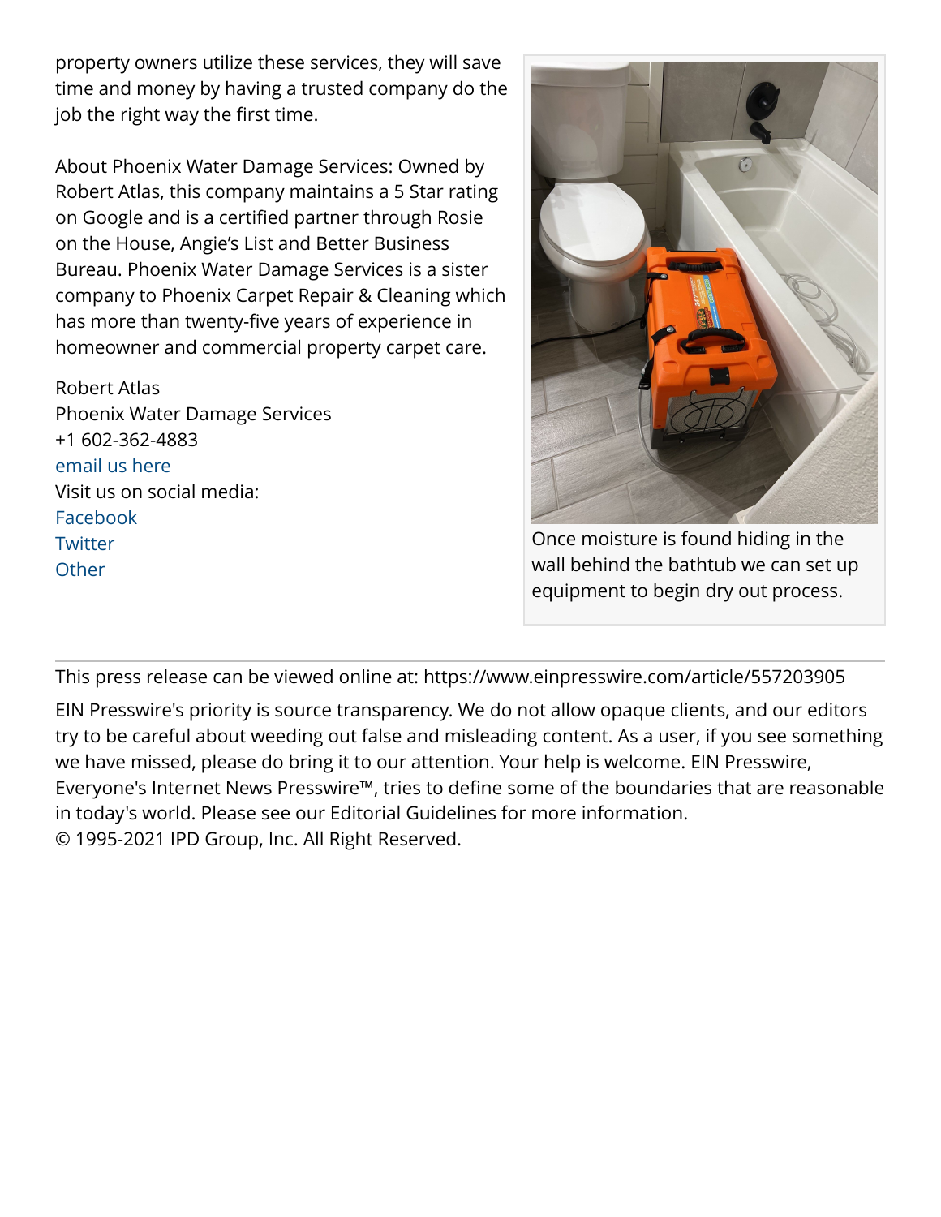property owners utilize these services, they will save time and money by having a trusted company do the job the right way the first time.

About Phoenix Water Damage Services: Owned by Robert Atlas, this company maintains a 5 Star rating on Google and is a certified partner through Rosie on the House, Angie's List and Better Business Bureau. Phoenix Water Damage Services is a sister company to Phoenix Carpet Repair & Cleaning which has more than twenty-five years of experience in homeowner and commercial property carpet care.

Robert Atlas
Phoenix Water Damage Services
+1 602-362-4883
email us here
Visit us on social media:
Facebook
Twitter
Other

Once moisture is found hiding in the wall behind the bathtub we can set up equipment to begin dry out process.

---

This press release can be viewed online at: https://www.einpresswire.com/article/557203905

EIN Presswire's priority is source transparency. We do not allow opaque clients, and our editors try to be careful about weeding out false and misleading content. As a user, if you see something we have missed, please do bring it to our attention. Your help is welcome. EIN Presswire, Everyone's Internet News Presswire™, tries to define some of the boundaries that are reasonable in today's world. Please see our Editorial Guidelines for more information.
© 1995-2021 IPD Group, Inc. All Right Reserved.